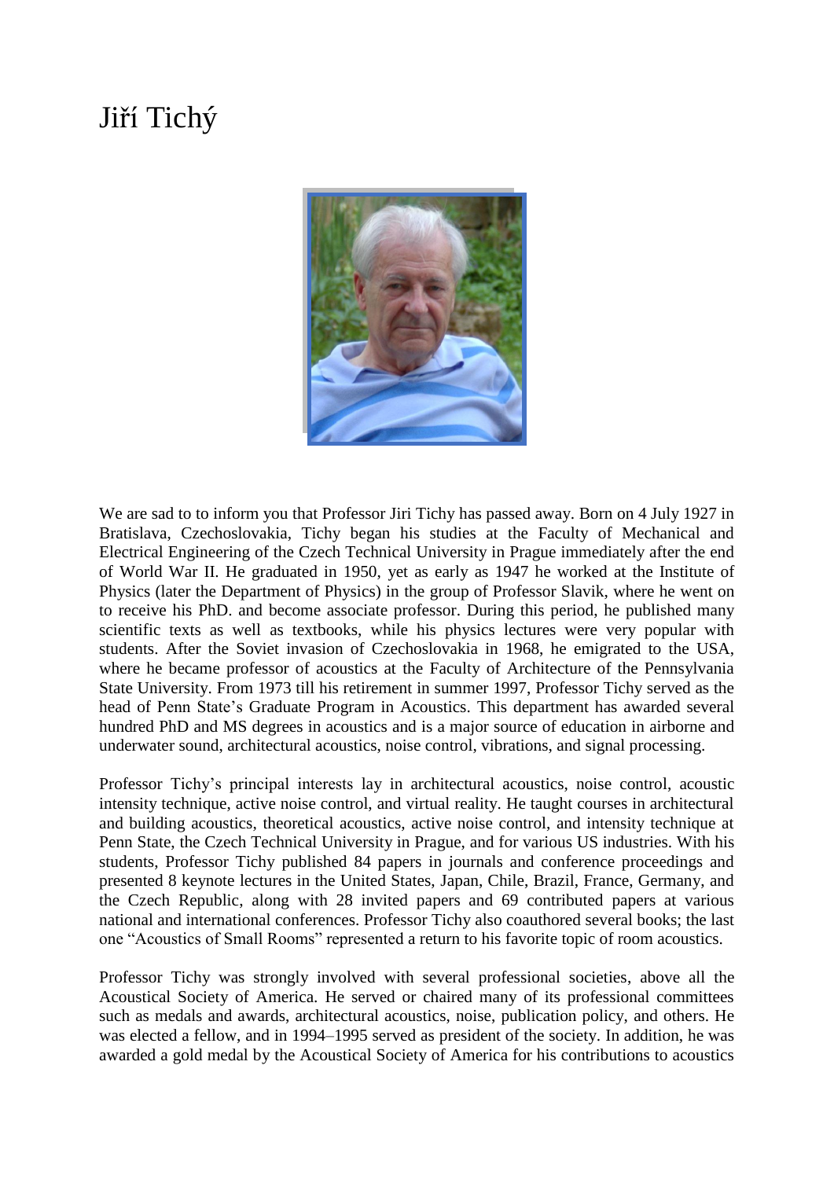# Jiří Tichý

We are sad to to inform you that Professor Jiri Tichy has passed away. Born on 4 July 1927 in Bratislava, Czechoslovakia, Tichy began his studies at the Faculty of Mechanical and Electrical Engineering of the Czech Technical University in Prague immediately after the end of World War II. He graduated in 1950, yet as early as 1947 he worked at the Institute of Physics (later the Department of Physics) in the group of Professor Slavik, where he went on to receive his PhD. and become associate professor. During this period, he published many scientific texts as well as textbooks, while his physics lectures were very popular with students. After the Soviet invasion of Czechoslovakia in 1968, he emigrated to the USA, where he became professor of acoustics at the Faculty of Architecture of the Pennsylvania State University. From 1973 till his retirement in summer 1997, Professor Tichy served as the head of Penn State's Graduate Program in Acoustics. This department has awarded several hundred PhD and MS degrees in acoustics and is a major source of education in airborne and underwater sound, architectural acoustics, noise control, vibrations, and signal processing.

Professor Tichy's principal interests lay in architectural acoustics, noise control, acoustic intensity technique, active noise control, and virtual reality. He taught courses in architectural and building acoustics, theoretical acoustics, active noise control, and intensity technique at Penn State, the Czech Technical University in Prague, and for various US industries. With his students, Professor Tichy published 84 papers in journals and conference proceedings and presented 8 keynote lectures in the United States, Japan, Chile, Brazil, France, Germany, and the Czech Republic, along with 28 invited papers and 69 contributed papers at various national and international conferences. Professor Tichy also coauthored several books; the last one "Acoustics of Small Rooms" represented a return to his favorite topic of room acoustics.

Professor Tichy was strongly involved with several professional societies, above all the Acoustical Society of America. He served or chaired many of its professional committees such as medals and awards, architectural acoustics, noise, publication policy, and others. He was elected a fellow, and in 1994–1995 served as president of the society. In addition, he was awarded a gold medal by the Acoustical Society of America for his contributions to acoustics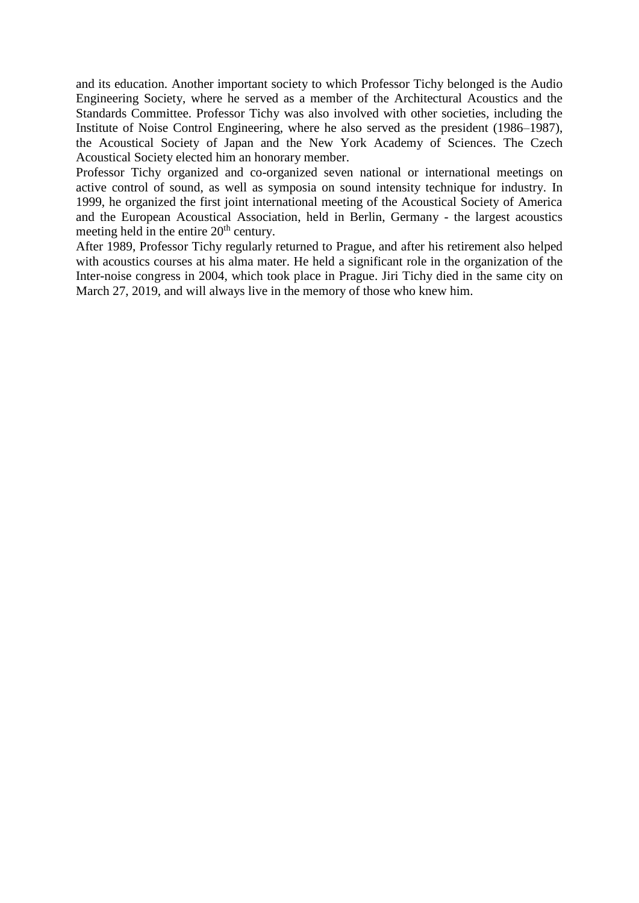and its education. Another important society to which Professor Tichy belonged is the Audio Engineering Society, where he served as a member of the Architectural Acoustics and the Standards Committee. Professor Tichy was also involved with other societies, including the Institute of Noise Control Engineering, where he also served as the president (1986–1987), the Acoustical Society of Japan and the New York Academy of Sciences. The Czech Acoustical Society elected him an honorary member.

Professor Tichy organized and co-organized seven national or international meetings on active control of sound, as well as symposia on sound intensity technique for industry. In 1999, he organized the first joint international meeting of the Acoustical Society of America and the European Acoustical Association, held in Berlin, Germany - the largest acoustics meeting held in the entire 20$^{th}$ century.

After 1989, Professor Tichy regularly returned to Prague, and after his retirement also helped with acoustics courses at his alma mater. He held a significant role in the organization of the Inter-noise congress in 2004, which took place in Prague. Jiri Tichy died in the same city on March 27, 2019, and will always live in the memory of those who knew him.